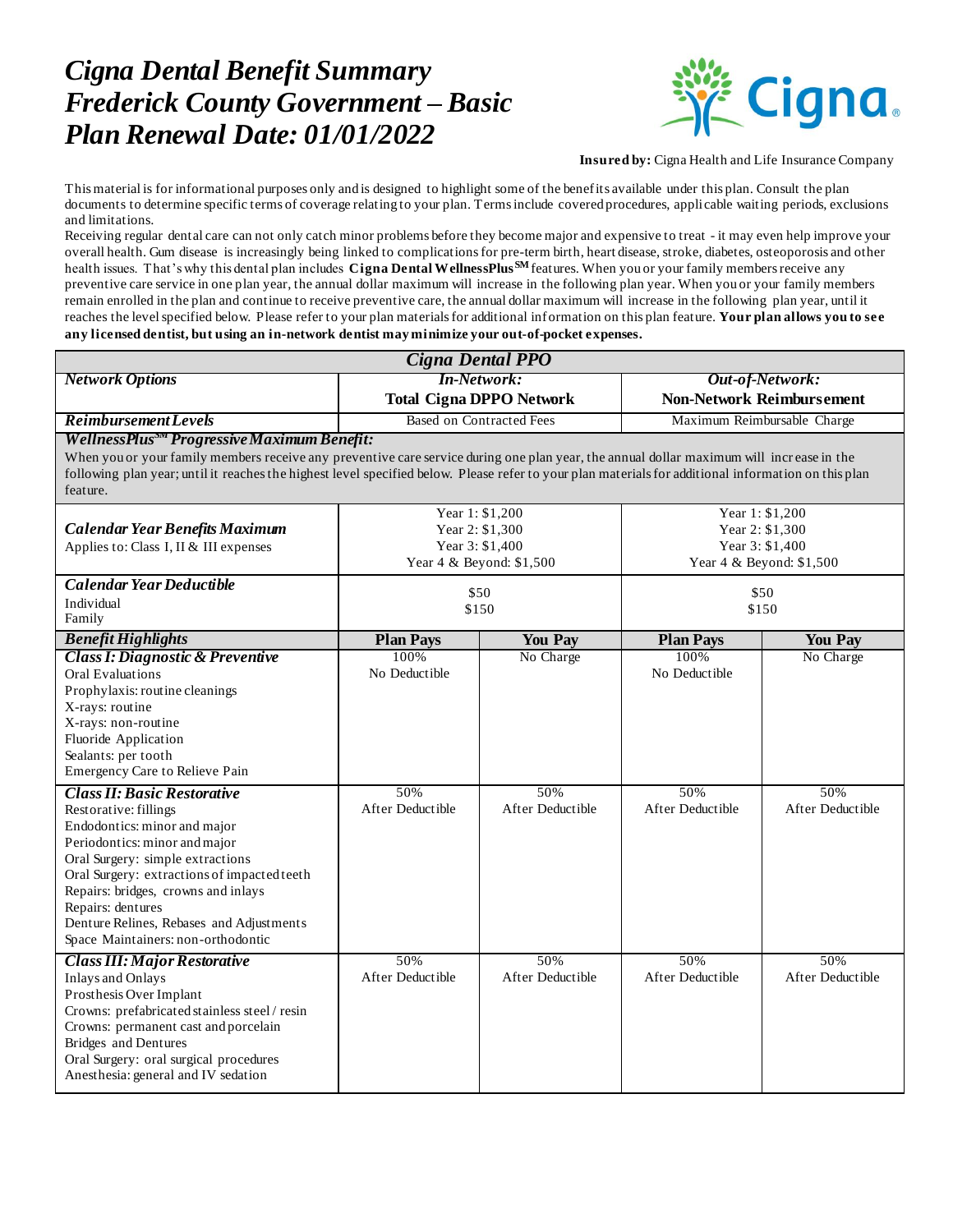# *Cigna Dental Benefit Summary*
# *Frederick County Government – Basic*
# *Plan Renewal Date: 01/01/2022*

**Insured by:** Cigna Health and Life Insurance Company

This material is for informational purposes only and is designed to highlight some of the benefits available under this plan. Consult the plan documents to determine specific terms of coverage relating to your plan. Terms include covered procedures, applicable waiting periods, exclusions and limitations.

Receiving regular dental care can not only catch minor problems before they become major and expensive to treat - it may even help improve your overall health. Gum disease is increasingly being linked to complications for pre-term birth, heart disease, stroke, diabetes, osteoporosis and other health issues. That's why this dental plan includes **Cigna Dental WellnessPlus℠** features. When you or your family members receive any preventive care service in one plan year, the annual dollar maximum will increase in the following plan year. When you or your family members remain enrolled in the plan and continue to receive preventive care, the annual dollar maximum will increase in the following plan year, until it reaches the level specified below. Please refer to your plan materials for additional information on this plan feature. **Your plan allows you to see any licensed dentist, but using an in-network dentist may minimize your out-of-pocket expenses.**

| *Cigna Dental PPO* | | | | |
|---|---|---|---|---|
| ***Network Options*** | ***In-Network:*** **Total Cigna DPPO Network** | | ***Out-of-Network:*** **Non-Network Reimbursement** | |
| ***Reimbursement Levels*** | Based on Contracted Fees | | Maximum Reimbursable Charge | |
| ***WellnessPlus℠ Progressive Maximum Benefit:*** When you or your family members receive any preventive care service during one plan year, the annual dollar maximum will increase in the following plan year; until it reaches the highest level specified below. Please refer to your plan materials for additional information on this plan feature. | | | | |
| ***Calendar Year Benefits Maximum*** Applies to: Class I, II & III expenses | Year 1: $1,200<br>Year 2: $1,300<br>Year 3: $1,400<br>Year 4 & Beyond: $1,500 | | Year 1: $1,200<br>Year 2: $1,300<br>Year 3: $1,400<br>Year 4 & Beyond: $1,500 | |
| ***Calendar Year Deductible*** Individual<br>Family | $50<br>$150 | | $50<br>$150 | |
| ***Benefit Highlights*** | **Plan Pays** | **You Pay** | **Plan Pays** | **You Pay** |
| ***Class I: Diagnostic & Preventive***<br>Oral Evaluations<br>Prophylaxis: routine cleanings<br>X-rays: routine<br>X-rays: non-routine<br>Fluoride Application<br>Sealants: per tooth<br>Emergency Care to Relieve Pain | 100%<br>No Deductible | No Charge | 100%<br>No Deductible | No Charge |
| ***Class II: Basic Restorative***<br>Restorative: fillings<br>Endodontics: minor and major<br>Periodontics: minor and major<br>Oral Surgery: simple extractions<br>Oral Surgery: extractions of impacted teeth<br>Repairs: bridges, crowns and inlays<br>Repairs: dentures<br>Denture Relines, Rebases and Adjustments<br>Space Maintainers: non-orthodontic | 50%<br>After Deductible | 50%<br>After Deductible | 50%<br>After Deductible | 50%<br>After Deductible |
| ***Class III: Major Restorative***<br>Inlays and Onlays<br>Prosthesis Over Implant<br>Crowns: prefabricated stainless steel / resin<br>Crowns: permanent cast and porcelain<br>Bridges and Dentures<br>Oral Surgery: oral surgical procedures<br>Anesthesia: general and IV sedation | 50%<br>After Deductible | 50%<br>After Deductible | 50%<br>After Deductible | 50%<br>After Deductible |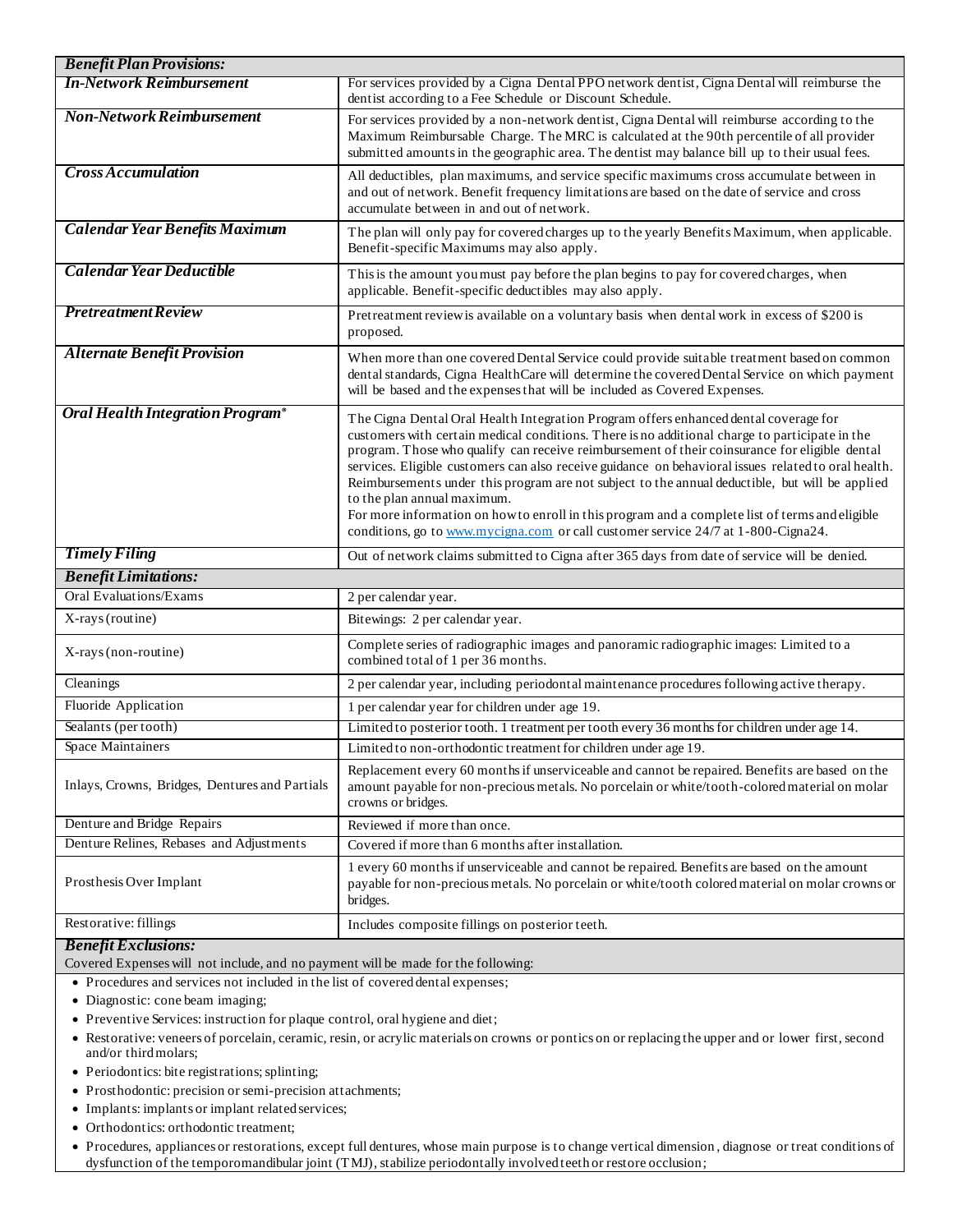| ***Benefit Plan Provisions:*** | |
|---|---|
| ***In-Network Reimbursement*** | For services provided by a Cigna Dental PPO network dentist, Cigna Dental will reimburse the dentist according to a Fee Schedule or Discount Schedule. |
| ***Non-Network Reimbursement*** | For services provided by a non-network dentist, Cigna Dental will reimburse according to the Maximum Reimbursable Charge. The MRC is calculated at the 90th percentile of all provider submitted amounts in the geographic area. The dentist may balance bill up to their usual fees. |
| ***Cross Accumulation*** | All deductibles, plan maximums, and service specific maximums cross accumulate between in and out of network. Benefit frequency limitations are based on the date of service and cross accumulate between in and out of network. |
| ***Calendar Year Benefits Maximum*** | The plan will only pay for covered charges up to the yearly Benefits Maximum, when applicable. Benefit-specific Maximums may also apply. |
| ***Calendar Year Deductible*** | This is the amount you must pay before the plan begins to pay for covered charges, when applicable. Benefit-specific deductibles may also apply. |
| ***Pretreatment Review*** | Pretreatment review is available on a voluntary basis when dental work in excess of $200 is proposed. |
| ***Alternate Benefit Provision*** | When more than one covered Dental Service could provide suitable treatment based on common dental standards, Cigna HealthCare will determine the covered Dental Service on which payment will be based and the expenses that will be included as Covered Expenses. |
| ***Oral Health Integration Program®*** | The Cigna Dental Oral Health Integration Program offers enhanced dental coverage for customers with certain medical conditions. There is no additional charge to participate in the program. Those who qualify can receive reimbursement of their coinsurance for eligible dental services. Eligible customers can also receive guidance on behavioral issues related to oral health. Reimbursements under this program are not subject to the annual deductible, but will be applied to the plan annual maximum.<br>For more information on how to enroll in this program and a complete list of terms and eligible conditions, go to [www.mycigna.com](http://www.mycigna.com) or call customer service 24/7 at 1-800-Cigna24. |
| ***Timely Filing*** | Out of network claims submitted to Cigna after 365 days from date of service will be denied. |
| ***Benefit Limitations:*** | |
| Oral Evaluations/Exams | 2 per calendar year. |
| X-rays (routine) | Bitewings: 2 per calendar year. |
| X-rays (non-routine) | Complete series of radiographic images and panoramic radiographic images: Limited to a combined total of 1 per 36 months. |
| Cleanings | 2 per calendar year, including periodontal maintenance procedures following active therapy. |
| Fluoride Application | 1 per calendar year for children under age 19. |
| Sealants (per tooth) | Limited to posterior tooth. 1 treatment per tooth every 36 months for children under age 14. |
| Space Maintainers | Limited to non-orthodontic treatment for children under age 19. |
| Inlays, Crowns, Bridges, Dentures and Partials | Replacement every 60 months if unserviceable and cannot be repaired. Benefits are based on the amount payable for non-precious metals. No porcelain or white/tooth-colored material on molar crowns or bridges. |
| Denture and Bridge Repairs | Reviewed if more than once. |
| Denture Relines, Rebases and Adjustments | Covered if more than 6 months after installation. |
| Prosthesis Over Implant | 1 every 60 months if unserviceable and cannot be repaired. Benefits are based on the amount payable for non-precious metals. No porcelain or white/tooth colored material on molar crowns or bridges. |
| Restorative: fillings | Includes composite fillings on posterior teeth. |

***Benefit Exclusions:***

Covered Expenses will not include, and no payment will be made for the following:

- Procedures and services not included in the list of covered dental expenses;
- Diagnostic: cone beam imaging;
- Preventive Services: instruction for plaque control, oral hygiene and diet;
- Restorative: veneers of porcelain, ceramic, resin, or acrylic materials on crowns or pontics on or replacing the upper and or lower first, second and/or third molars;
- Periodontics: bite registrations; splinting;
- Prosthodontic: precision or semi-precision attachments;
- Implants: implants or implant related services;
- Orthodontics: orthodontic treatment;
- Procedures, appliances or restorations, except full dentures, whose main purpose is to change vertical dimension, diagnose or treat conditions of dysfunction of the temporomandibular joint (TMJ), stabilize periodontally involved teeth or restore occlusion;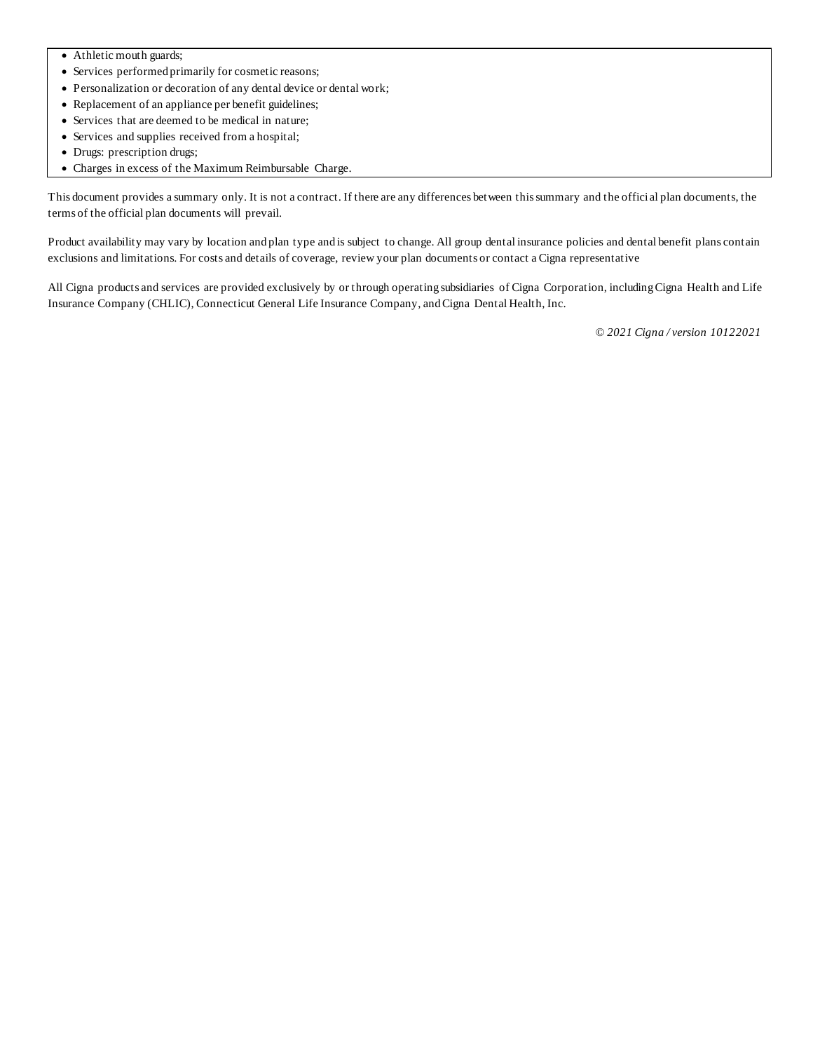- Athletic mouth guards;
- Services performed primarily for cosmetic reasons;
- Personalization or decoration of any dental device or dental work;
- Replacement of an appliance per benefit guidelines;
- Services that are deemed to be medical in nature;
- Services and supplies received from a hospital;
- Drugs: prescription drugs;
- Charges in excess of the Maximum Reimbursable Charge.

This document provides a summary only. It is not a contract. If there are any differences between this summary and the official plan documents, the terms of the official plan documents will prevail.

Product availability may vary by location and plan type and is subject to change. All group dental insurance policies and dental benefit plans contain exclusions and limitations. For costs and details of coverage, review your plan documents or contact a Cigna representative

All Cigna products and services are provided exclusively by or through operating subsidiaries of Cigna Corporation, including Cigna Health and Life Insurance Company (CHLIC), Connecticut General Life Insurance Company, and Cigna Dental Health, Inc.

*© 2021 Cigna / version 10122021*